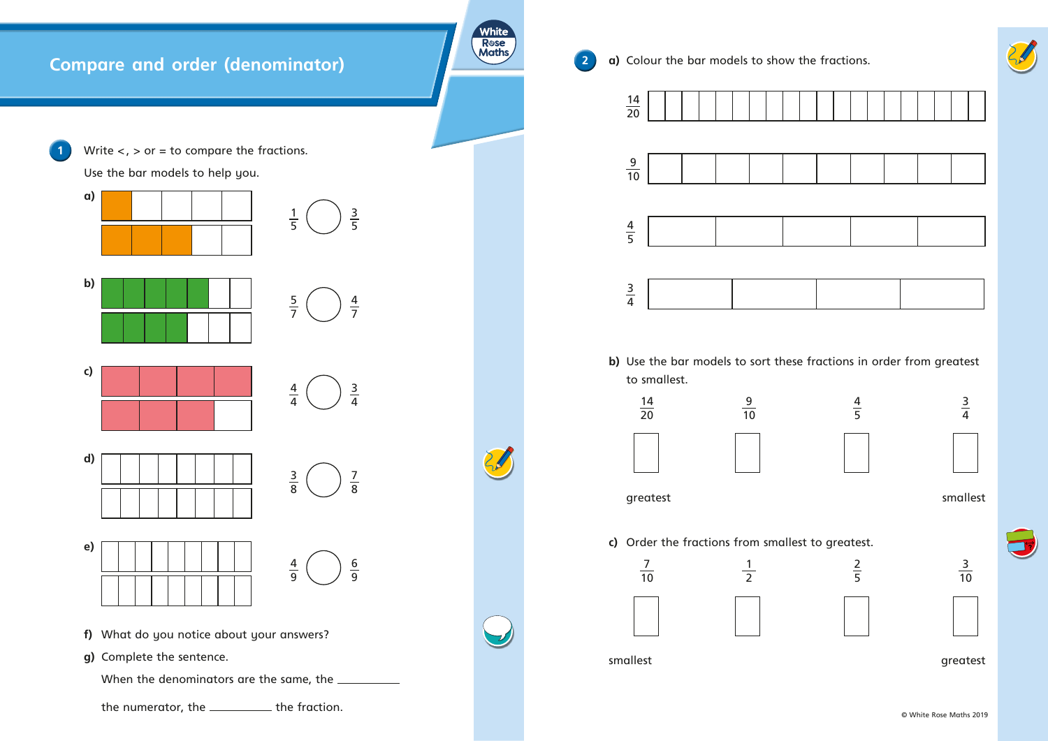# Compare and order (denominator)

**1** Write <, > or = to compare the fractions.

Use the bar models to help you.

**a)** $\frac{1}{5}$ ◯ $\frac{3}{5}$

**b)** $\frac{5}{7}$ ◯ $\frac{4}{7}$

**c)** $\frac{4}{4}$ ◯ $\frac{3}{4}$

**d)** $\frac{3}{8}$ ◯ $\frac{7}{8}$

**e)** $\frac{4}{9}$ ◯ $\frac{6}{9}$

**f)** What do you notice about your answers?

**g)** Complete the sentence.

When the denominators are the same, the __________ the numerator, the __________ the fraction.

**2** **a)** Colour the bar models to show the fractions.

$\frac{14}{20}$

$\frac{9}{10}$

$\frac{4}{5}$

$\frac{3}{4}$

**b)** Use the bar models to sort these fractions in order from greatest to smallest.

$\frac{14}{20}$ $\frac{9}{10}$ $\frac{4}{5}$ $\frac{3}{4}$

greatest ☐ ☐ ☐ ☐ smallest

**c)** Order the fractions from smallest to greatest.

$\frac{7}{10}$ $\frac{1}{2}$ $\frac{2}{5}$ $\frac{3}{10}$

smallest ☐ ☐ ☐ ☐ greatest

© White Rose Maths 2019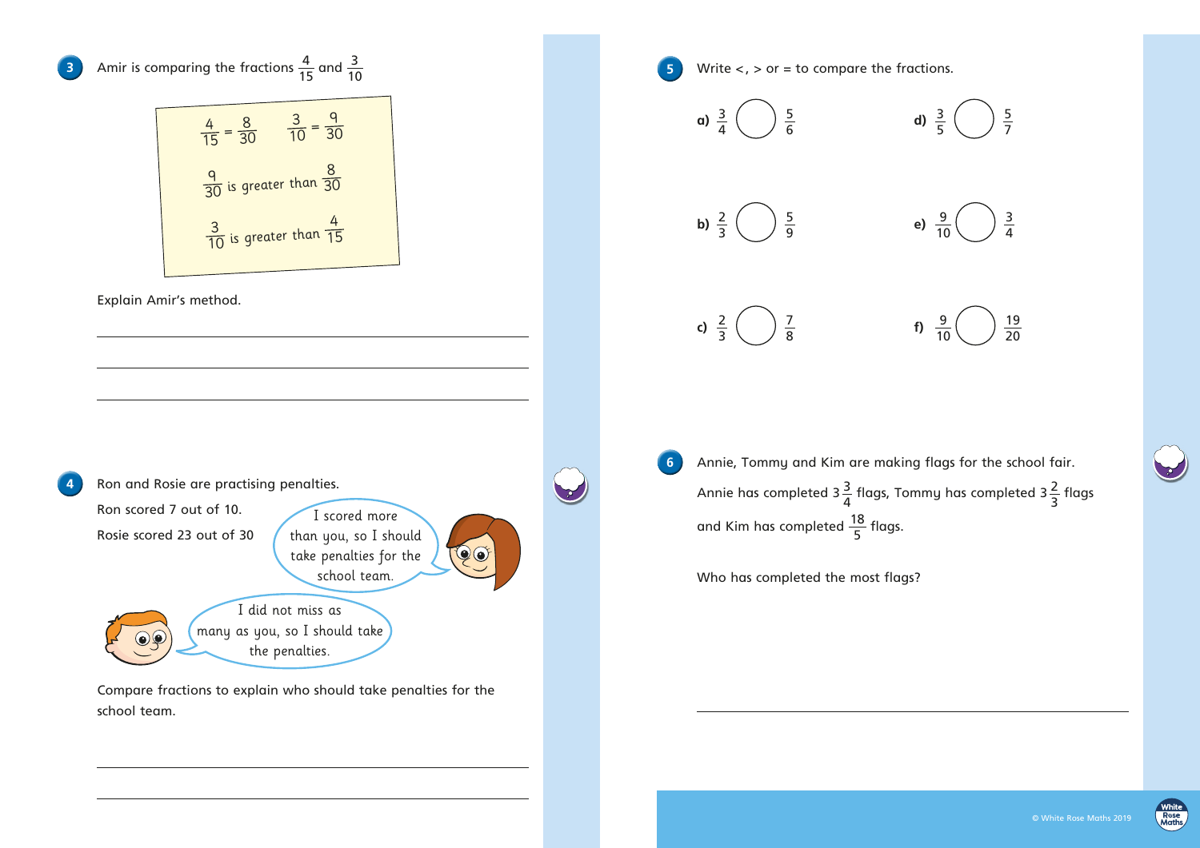**3** Amir is comparing the fractions $\frac{4}{15}$ and $\frac{3}{10}$

$\frac{4}{15} = \frac{8}{30}$ $\frac{3}{10} = \frac{9}{30}$

$\frac{9}{30}$ is greater than $\frac{8}{30}$

$\frac{3}{10}$ is greater than $\frac{4}{15}$

Explain Amir's method.

---

---

---

**4** Ron and Rosie are practising penalties.

Ron scored 7 out of 10.

Rosie scored 23 out of 30

Rosie: I scored more than you, so I should take penalties for the school team.

Ron: I did not miss as many as you, so I should take the penalties.

Compare fractions to explain who should take penalties for the school team.

---

---

**5** Write <, > or = to compare the fractions.

a) $\frac{3}{4}$ ◯ $\frac{5}{6}$

b) $\frac{2}{3}$ ◯ $\frac{5}{9}$

c) $\frac{2}{3}$ ◯ $\frac{7}{8}$

d) $\frac{3}{5}$ ◯ $\frac{5}{7}$

e) $\frac{9}{10}$ ◯ $\frac{3}{4}$

f) $\frac{9}{10}$ ◯ $\frac{19}{20}$

**6** Annie, Tommy and Kim are making flags for the school fair.

Annie has completed $3\frac{3}{4}$ flags, Tommy has completed $3\frac{2}{3}$ flags and Kim has completed $\frac{18}{5}$ flags.

Who has completed the most flags?

---

© White Rose Maths 2019